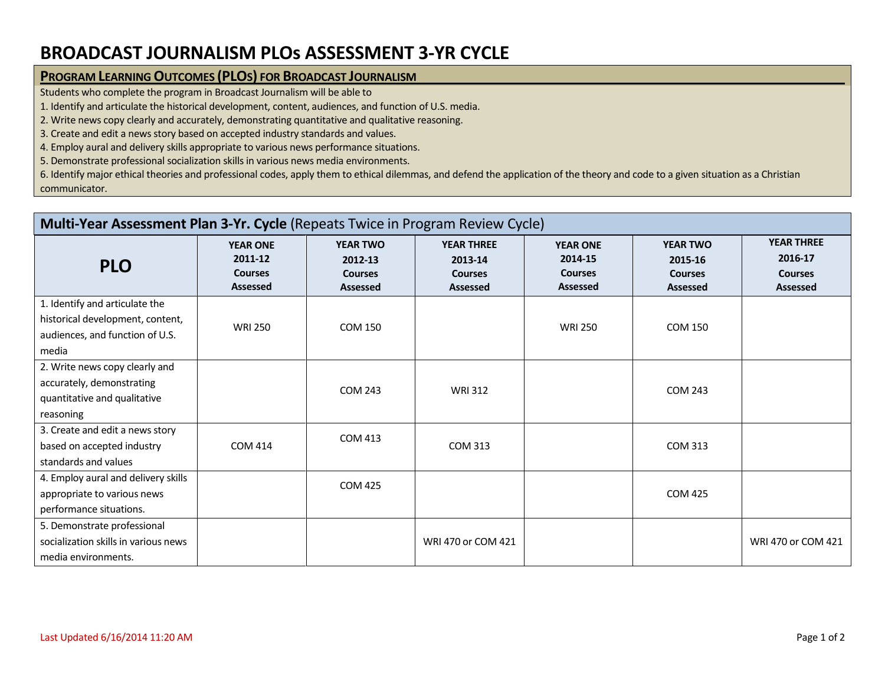# BROADCAST JOURNALISM PLOs ASSESSMENT 3-YR CYCLE

## PROGRAM LEARNING OUTCOMES (PLOS) FOR BROADCAST JOURNALISM

Students who complete the program in Broadcast Journalism will be able to

1. Identify and articulate the historical development, content, audiences, and function of U.S. media.
2. Write news copy clearly and accurately, demonstrating quantitative and qualitative reasoning.
3. Create and edit a news story based on accepted industry standards and values.
4. Employ aural and delivery skills appropriate to various news performance situations.
5. Demonstrate professional socialization skills in various news media environments.
6. Identify major ethical theories and professional codes, apply them to ethical dilemmas, and defend the application of the theory and code to a given situation as a Christian communicator.

## Multi-Year Assessment Plan 3-Yr. Cycle (Repeats Twice in Program Review Cycle)

| PLO | YEAR ONE 2011-12 Courses Assessed | YEAR TWO 2012-13 Courses Assessed | YEAR THREE 2013-14 Courses Assessed | YEAR ONE 2014-15 Courses Assessed | YEAR TWO 2015-16 Courses Assessed | YEAR THREE 2016-17 Courses Assessed |
|---|---|---|---|---|---|---|
| 1. Identify and articulate the historical development, content, audiences, and function of U.S. media | WRI 250 | COM 150 | | WRI 250 | COM 150 | |
| 2. Write news copy clearly and accurately, demonstrating quantitative and qualitative reasoning | | COM 243 | WRI 312 | | COM 243 | |
| 3. Create and edit a news story based on accepted industry standards and values | COM 414 | COM 413 | COM 313 | | COM 313 | |
| 4. Employ aural and delivery skills appropriate to various news performance situations. | | COM 425 | | | COM 425 | |
| 5. Demonstrate professional socialization skills in various news media environments. | | | WRI 470 or COM 421 | | | WRI 470 or COM 421 |

Last Updated 6/16/2014 11:20 AM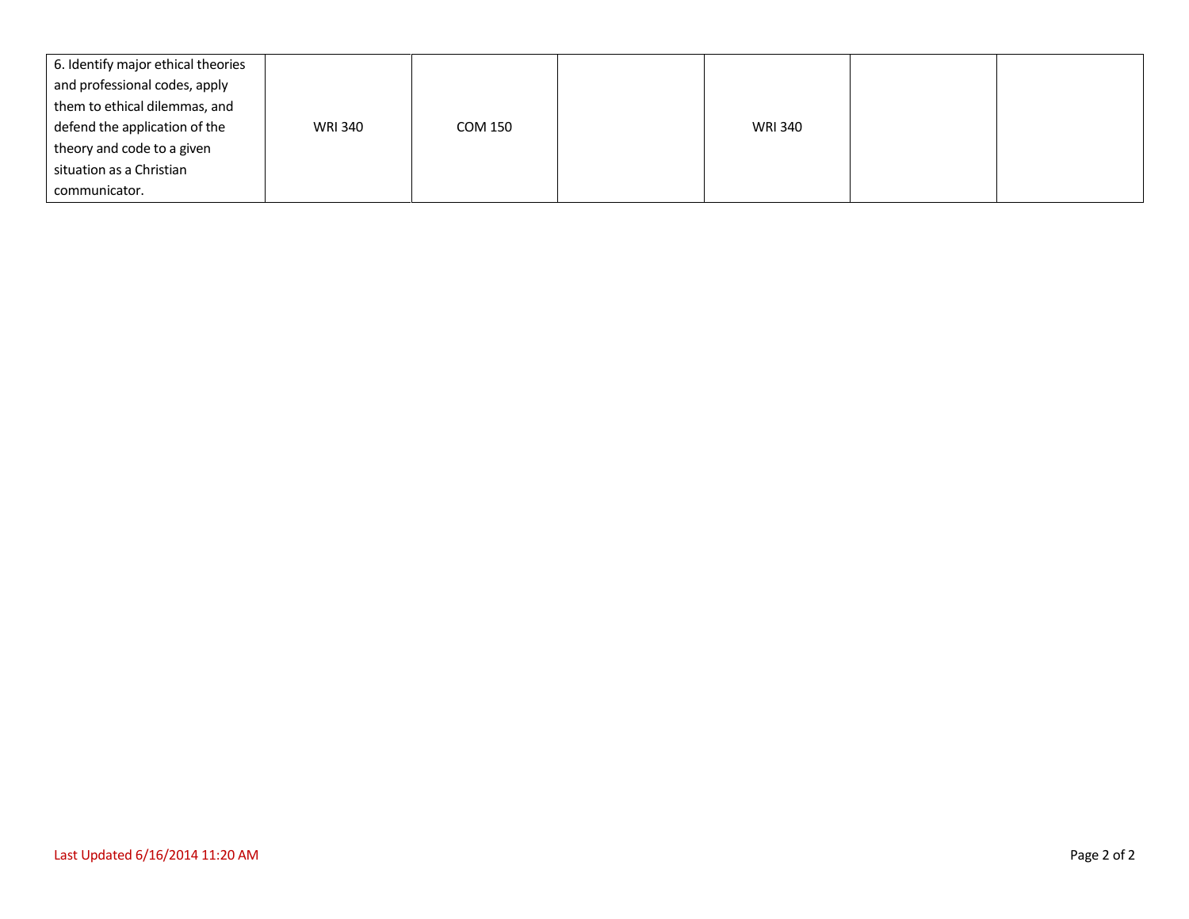| | | | | | | |
|---|---|---|---|---|---|---|
| 6. Identify major ethical theories and professional codes, apply them to ethical dilemmas, and defend the application of the theory and code to a given situation as a Christian communicator. | WRI 340 | COM 150 | | WRI 340 | | |

Last Updated 6/16/2014 11:20 AM